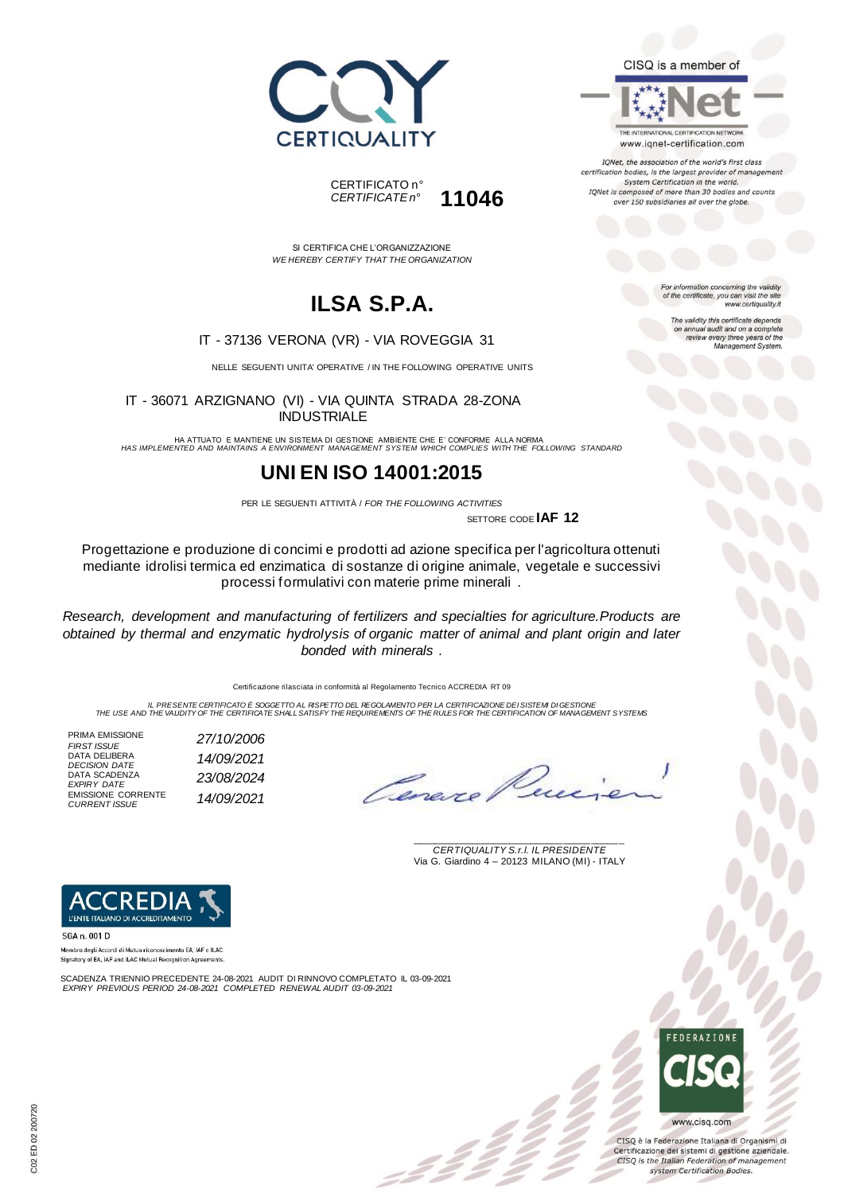CERTIQUALITY

CISQ is a member of

IQNet

THE INTERNATIONAL CERTIFICATION NETWORK
www.iqnet-certification.com

*IQNet, the association of the world's first class certification bodies, is the largest provider of management System Certification in the world. IQNet is composed of more than 30 bodies and counts over 150 subsidiaries all over the globe.*

CERTIFICATO n°
*CERTIFICATE n°* **11046**

SI CERTIFICA CHE L'ORGANIZZAZIONE
*WE HEREBY CERTIFY THAT THE ORGANIZATION*

*For information concerning the validity of the certificate, you can visit the site www.certiquality.it*

*The validity this certificate depends on annual audit and on a complete review every three years of the Management System.*

# ILSA S.P.A.

IT - 37136 VERONA (VR) - VIA ROVEGGIA 31

NELLE SEGUENTI UNITA' OPERATIVE / IN THE FOLLOWING OPERATIVE UNITS

IT - 36071 ARZIGNANO (VI) - VIA QUINTA STRADA 28-ZONA INDUSTRIALE

HA ATTUATO E MANTIENE UN SISTEMA DI GESTIONE AMBIENTE CHE E' CONFORME ALLA NORMA
*HAS IMPLEMENTED AND MAINTAINS A ENVIRONMENT MANAGEMENT SYSTEM WHICH COMPLIES WITH THE FOLLOWING STANDARD*

# UNI EN ISO 14001:2015

PER LE SEGUENTI ATTIVITÀ / *FOR THE FOLLOWING ACTIVITIES*

SETTORE CODE **IAF 12**

Progettazione e produzione di concimi e prodotti ad azione specifica per l'agricoltura ottenuti mediante idrolisi termica ed enzimatica di sostanze di origine animale, vegetale e successivi processi formulativi con materie prime minerali .

*Research, development and manufacturing of fertilizers and specialties for agriculture.Products are obtained by thermal and enzymatic hydrolysis of organic matter of animal and plant origin and later bonded with minerals .*

Certificazione rilasciata in conformità al Regolamento Tecnico ACCREDIA RT 09

*IL PRESENTE CERTIFICATO È SOGGETTO AL RISPETTO DEL REGOLAMENTO PER LA CERTIFICAZIONE DEI SISTEMI DI GESTIONE*
*THE USE AND THE VALIDITY OF THE CERTIFICATE SHALL SATISFY THE REQUIREMENTS OF THE RULES FOR THE CERTIFICATION OF MANAGEMENT SYSTEMS*

| | |
|---|---|
| PRIMA EMISSIONE *FIRST ISSUE* | *27/10/2006* |
| DATA DELIBERA *DECISION DATE* | *14/09/2021* |
| DATA SCADENZA *EXPIRY DATE* | *23/08/2024* |
| EMISSIONE CORRENTE *CURRENT ISSUE* | *14/09/2021* |

*CERTIQUALITY S.r.l. IL PRESIDENTE*
Via G. Giardino 4 – 20123 MILANO (MI) - ITALY

ACCREDIA
L'ENTE ITALIANO DI ACCREDITAMENTO

SGA n. 001 D

Membro degli Accordi di Mutuo riconoscimento EA, IAF e ILAC
Signatory of EA, IAF and ILAC Mutual Recognition Agreements

SCADENZA TRIENNIO PRECEDENTE 24-08-2021 AUDIT DI RINNOVO COMPLETATO IL 03-09-2021
*EXPIRY PREVIOUS PERIOD 24-08-2021 COMPLETED RENEWAL AUDIT 03-09-2021*

FEDERAZIONE CISQ
www.cisq.com

CISQ è la Federazione Italiana di Organismi di Certificazione dei sistemi di gestione aziendale.
*CISQ is the Italian Federation of management system Certification Bodies.*

C02 ED 02 200720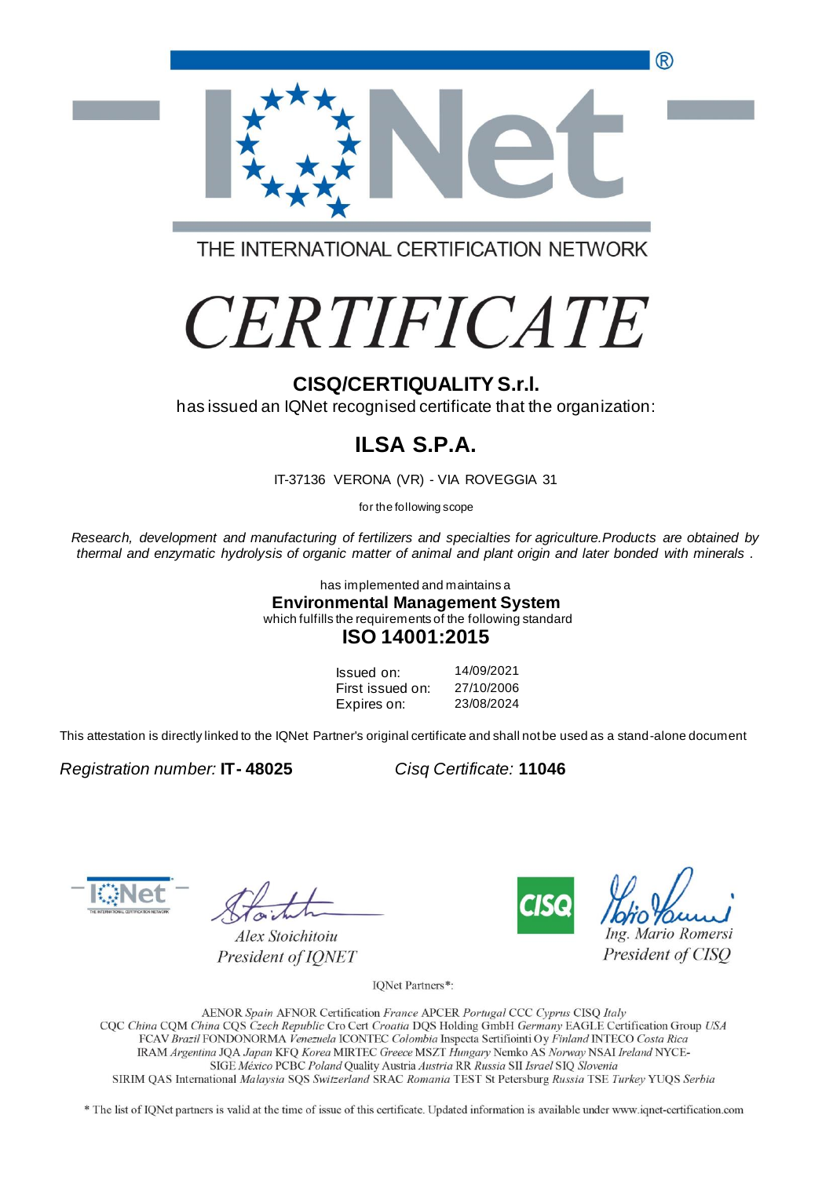THE INTERNATIONAL CERTIFICATION NETWORK

# CERTIFICATE

**CISQ/CERTIQUALITY S.r.l.**

has issued an IQNet recognised certificate that the organization:

## ILSA S.P.A.

IT-37136 VERONA (VR) - VIA ROVEGGIA 31

for the following scope

*Research, development and manufacturing of fertilizers and specialties for agriculture.Products are obtained by thermal and enzymatic hydrolysis of organic matter of animal and plant origin and later bonded with minerals .*

has implemented and maintains a

**Environmental Management System**

which fulfills the requirements of the following standard

**ISO 14001:2015**

| | |
|---|---|
| Issued on: | 14/09/2021 |
| First issued on: | 27/10/2006 |
| Expires on: | 23/08/2024 |

This attestation is directly linked to the IQNet Partner's original certificate and shall not be used as a stand-alone document

*Registration number:* **IT - 48025** *Cisq Certificate:* **11046**

*Alex Stoichitoiu*
*President of IQNET*

*Ing. Mario Romersi*
*President of CISQ*

IQNet Partners*:

AENOR *Spain* AFNOR Certification *France* APCER *Portugal* CCC *Cyprus* CISQ *Italy*
CQC *China* CQM *China* CQS *Czech Republic* Cro Cert *Croatia* DQS Holding GmbH *Germany* EAGLE Certification Group *USA*
FCAV *Brazil* FONDONORMA *Venezuela* ICONTEC *Colombia* Inspecta Sertifiointi Oy *Finland* INTECO *Costa Rica*
IRAM *Argentina* JQA *Japan* KFQ *Korea* MIRTEC *Greece* MSZT *Hungary* Nemko AS *Norway* NSAI *Ireland* NYCE-SIGE *México* PCBC *Poland* Quality Austria *Austria* RR *Russia* SII *Israel* SIQ *Slovenia*
SIRIM QAS International *Malaysia* SQS *Switzerland* SRAC *Romania* TEST St Petersburg *Russia* TSE *Turkey* YUQS *Serbia*

* The list of IQNet partners is valid at the time of issue of this certificate. Updated information is available under www.iqnet-certification.com